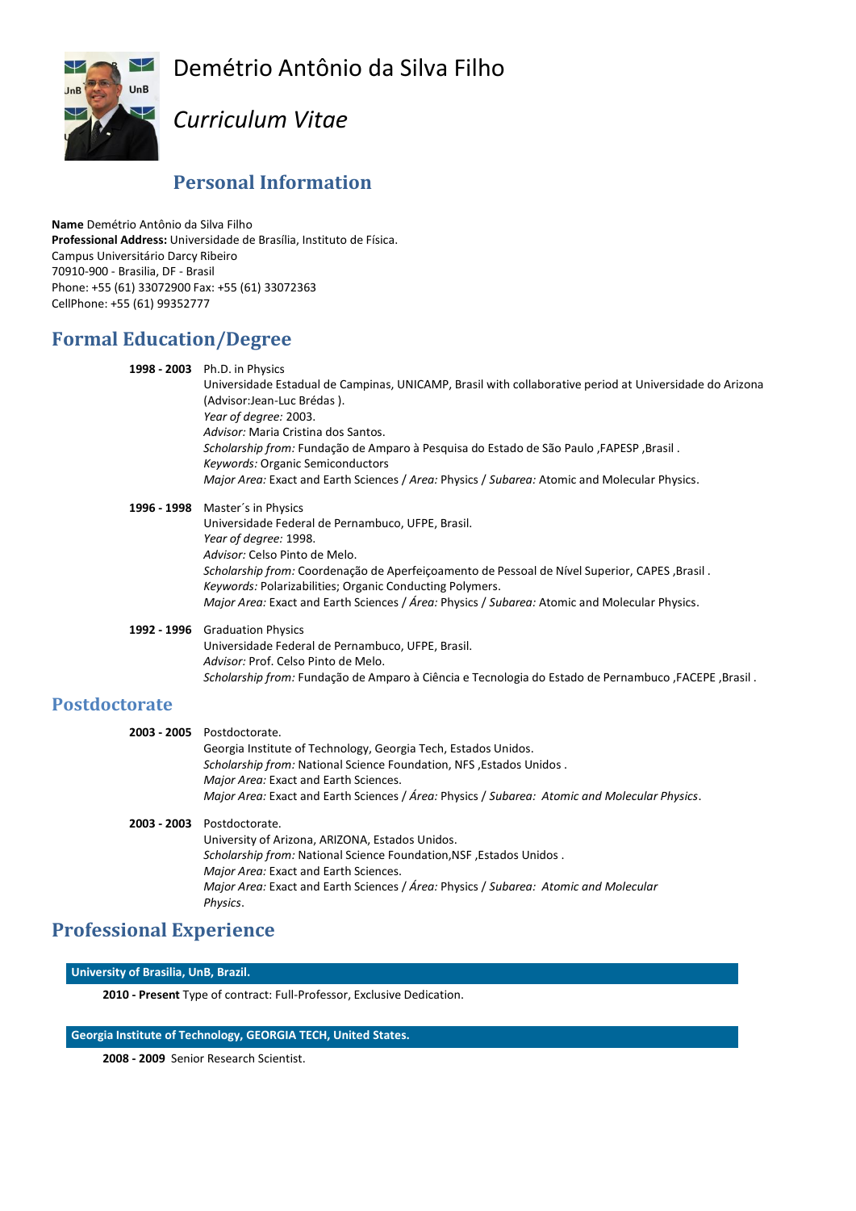# Demétrio Antônio da Silva Filho

*Curriculum Vitae*

## Personal Information

**Name** Demétrio Antônio da Silva Filho
**Professional Address:** Universidade de Brasília, Instituto de Física.
Campus Universitário Darcy Ribeiro
70910-900 - Brasilia, DF - Brasil
Phone: +55 (61) 33072900 Fax: +55 (61) 33072363
CellPhone: +55 (61) 99352777

## Formal Education/Degree

**1998 - 2003** Ph.D. in Physics
Universidade Estadual de Campinas, UNICAMP, Brasil with collaborative period at Universidade do Arizona (Advisor:Jean-Luc Brédas ).
*Year of degree:* 2003.
*Advisor:* Maria Cristina dos Santos.
*Scholarship from:* Fundação de Amparo à Pesquisa do Estado de São Paulo ,FAPESP ,Brasil .
*Keywords:* Organic Semiconductors
*Major Area:* Exact and Earth Sciences / *Area:* Physics / *Subarea:* Atomic and Molecular Physics.

**1996 - 1998** Master´s in Physics
Universidade Federal de Pernambuco, UFPE, Brasil.
*Year of degree:* 1998.
*Advisor:* Celso Pinto de Melo.
*Scholarship from:* Coordenação de Aperfeiçoamento de Pessoal de Nível Superior, CAPES ,Brasil .
*Keywords:* Polarizabilities; Organic Conducting Polymers.
*Major Area:* Exact and Earth Sciences / *Área:* Physics / *Subarea:* Atomic and Molecular Physics.

**1992 - 1996** Graduation Physics
Universidade Federal de Pernambuco, UFPE, Brasil.
*Advisor:* Prof. Celso Pinto de Melo.
*Scholarship from:* Fundação de Amparo à Ciência e Tecnologia do Estado de Pernambuco ,FACEPE ,Brasil .

## Postdoctorate

**2003 - 2005** Postdoctorate.
Georgia Institute of Technology, Georgia Tech, Estados Unidos.
*Scholarship from:* National Science Foundation, NFS ,Estados Unidos .
*Major Area:* Exact and Earth Sciences.
*Major Area:* Exact and Earth Sciences / *Área:* Physics / *Subarea: Atomic and Molecular Physics*.

**2003 - 2003** Postdoctorate.
University of Arizona, ARIZONA, Estados Unidos.
*Scholarship from:* National Science Foundation,NSF ,Estados Unidos .
*Major Area:* Exact and Earth Sciences.
*Major Area:* Exact and Earth Sciences / *Área:* Physics / *Subarea: Atomic and Molecular Physics*.

## Professional Experience

**University of Brasilia, UnB, Brazil.**

**2010 - Present** Type of contract: Full-Professor, Exclusive Dedication.

**Georgia Institute of Technology, GEORGIA TECH, United States.**

**2008 - 2009** Senior Research Scientist.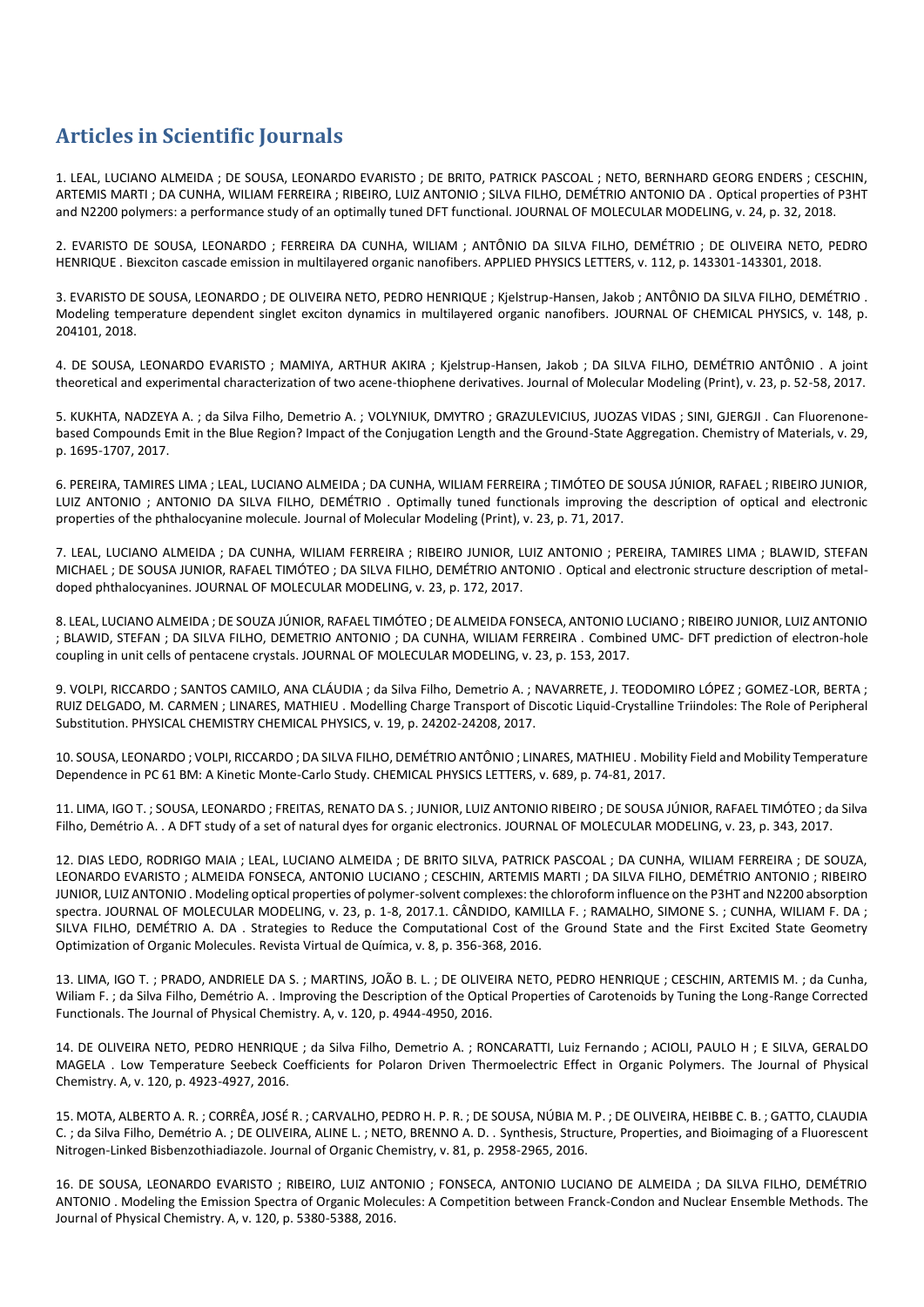## Articles in Scientific Journals

1. LEAL, LUCIANO ALMEIDA ; DE SOUSA, LEONARDO EVARISTO ; DE BRITO, PATRICK PASCOAL ; NETO, BERNHARD GEORG ENDERS ; CESCHIN, ARTEMIS MARTI ; DA CUNHA, WILIAM FERREIRA ; RIBEIRO, LUIZ ANTONIO ; SILVA FILHO, DEMÉTRIO ANTONIO DA . Optical properties of P3HT and N2200 polymers: a performance study of an optimally tuned DFT functional. JOURNAL OF MOLECULAR MODELING, v. 24, p. 32, 2018.

2. EVARISTO DE SOUSA, LEONARDO ; FERREIRA DA CUNHA, WILIAM ; ANTÔNIO DA SILVA FILHO, DEMÉTRIO ; DE OLIVEIRA NETO, PEDRO HENRIQUE . Biexciton cascade emission in multilayered organic nanofibers. APPLIED PHYSICS LETTERS, v. 112, p. 143301-143301, 2018.

3. EVARISTO DE SOUSA, LEONARDO ; DE OLIVEIRA NETO, PEDRO HENRIQUE ; Kjelstrup-Hansen, Jakob ; ANTÔNIO DA SILVA FILHO, DEMÉTRIO . Modeling temperature dependent singlet exciton dynamics in multilayered organic nanofibers. JOURNAL OF CHEMICAL PHYSICS, v. 148, p. 204101, 2018.

4. DE SOUSA, LEONARDO EVARISTO ; MAMIYA, ARTHUR AKIRA ; Kjelstrup-Hansen, Jakob ; DA SILVA FILHO, DEMÉTRIO ANTÔNIO . A joint theoretical and experimental characterization of two acene-thiophene derivatives. Journal of Molecular Modeling (Print), v. 23, p. 52-58, 2017.

5. KUKHTA, NADZEYA A. ; da Silva Filho, Demetrio A. ; VOLYNIUK, DMYTRO ; GRAZULEVICIUS, JUOZAS VIDAS ; SINI, GJERGJI . Can Fluorenone-based Compounds Emit in the Blue Region? Impact of the Conjugation Length and the Ground-State Aggregation. Chemistry of Materials, v. 29, p. 1695-1707, 2017.

6. PEREIRA, TAMIRES LIMA ; LEAL, LUCIANO ALMEIDA ; DA CUNHA, WILIAM FERREIRA ; TIMÓTEO DE SOUSA JÚNIOR, RAFAEL ; RIBEIRO JUNIOR, LUIZ ANTONIO ; ANTONIO DA SILVA FILHO, DEMÉTRIO . Optimally tuned functionals improving the description of optical and electronic properties of the phthalocyanine molecule. Journal of Molecular Modeling (Print), v. 23, p. 71, 2017.

7. LEAL, LUCIANO ALMEIDA ; DA CUNHA, WILIAM FERREIRA ; RIBEIRO JUNIOR, LUIZ ANTONIO ; PEREIRA, TAMIRES LIMA ; BLAWID, STEFAN MICHAEL ; DE SOUSA JUNIOR, RAFAEL TIMÓTEO ; DA SILVA FILHO, DEMÉTRIO ANTONIO . Optical and electronic structure description of metal-doped phthalocyanines. JOURNAL OF MOLECULAR MODELING, v. 23, p. 172, 2017.

8. LEAL, LUCIANO ALMEIDA ; DE SOUZA JÚNIOR, RAFAEL TIMÓTEO ; DE ALMEIDA FONSECA, ANTONIO LUCIANO ; RIBEIRO JUNIOR, LUIZ ANTONIO ; BLAWID, STEFAN ; DA SILVA FILHO, DEMETRIO ANTONIO ; DA CUNHA, WILIAM FERREIRA . Combined UMC- DFT prediction of electron-hole coupling in unit cells of pentacene crystals. JOURNAL OF MOLECULAR MODELING, v. 23, p. 153, 2017.

9. VOLPI, RICCARDO ; SANTOS CAMILO, ANA CLÁUDIA ; da Silva Filho, Demetrio A. ; NAVARRETE, J. TEODOMIRO LÓPEZ ; GOMEZ-LOR, BERTA ; RUIZ DELGADO, M. CARMEN ; LINARES, MATHIEU . Modelling Charge Transport of Discotic Liquid-Crystalline Triindoles: The Role of Peripheral Substitution. PHYSICAL CHEMISTRY CHEMICAL PHYSICS, v. 19, p. 24202-24208, 2017.

10. SOUSA, LEONARDO ; VOLPI, RICCARDO ; DA SILVA FILHO, DEMÉTRIO ANTÔNIO ; LINARES, MATHIEU . Mobility Field and Mobility Temperature Dependence in PC 61 BM: A Kinetic Monte-Carlo Study. CHEMICAL PHYSICS LETTERS, v. 689, p. 74-81, 2017.

11. LIMA, IGO T. ; SOUSA, LEONARDO ; FREITAS, RENATO DA S. ; JUNIOR, LUIZ ANTONIO RIBEIRO ; DE SOUSA JÚNIOR, RAFAEL TIMÓTEO ; da Silva Filho, Demétrio A. . A DFT study of a set of natural dyes for organic electronics. JOURNAL OF MOLECULAR MODELING, v. 23, p. 343, 2017.

12. DIAS LEDO, RODRIGO MAIA ; LEAL, LUCIANO ALMEIDA ; DE BRITO SILVA, PATRICK PASCOAL ; DA CUNHA, WILIAM FERREIRA ; DE SOUZA, LEONARDO EVARISTO ; ALMEIDA FONSECA, ANTONIO LUCIANO ; CESCHIN, ARTEMIS MARTI ; DA SILVA FILHO, DEMÉTRIO ANTONIO ; RIBEIRO JUNIOR, LUIZ ANTONIO . Modeling optical properties of polymer-solvent complexes: the chloroform influence on the P3HT and N2200 absorption spectra. JOURNAL OF MOLECULAR MODELING, v. 23, p. 1-8, 2017.1. CÂNDIDO, KAMILLA F. ; RAMALHO, SIMONE S. ; CUNHA, WILIAM F. DA ; SILVA FILHO, DEMÉTRIO A. DA . Strategies to Reduce the Computational Cost of the Ground State and the First Excited State Geometry Optimization of Organic Molecules. Revista Virtual de Química, v. 8, p. 356-368, 2016.

13. LIMA, IGO T. ; PRADO, ANDRIELE DA S. ; MARTINS, JOÃO B. L. ; DE OLIVEIRA NETO, PEDRO HENRIQUE ; CESCHIN, ARTEMIS M. ; da Cunha, Wiliam F. ; da Silva Filho, Demétrio A. . Improving the Description of the Optical Properties of Carotenoids by Tuning the Long-Range Corrected Functionals. The Journal of Physical Chemistry. A, v. 120, p. 4944-4950, 2016.

14. DE OLIVEIRA NETO, PEDRO HENRIQUE ; da Silva Filho, Demetrio A. ; RONCARATTI, Luiz Fernando ; ACIOLI, PAULO H ; E SILVA, GERALDO MAGELA . Low Temperature Seebeck Coefficients for Polaron Driven Thermoelectric Effect in Organic Polymers. The Journal of Physical Chemistry. A, v. 120, p. 4923-4927, 2016.

15. MOTA, ALBERTO A. R. ; CORRÊA, JOSÉ R. ; CARVALHO, PEDRO H. P. R. ; DE SOUSA, NÚBIA M. P. ; DE OLIVEIRA, HEIBBE C. B. ; GATTO, CLAUDIA C. ; da Silva Filho, Demétrio A. ; DE OLIVEIRA, ALINE L. ; NETO, BRENNO A. D. . Synthesis, Structure, Properties, and Bioimaging of a Fluorescent Nitrogen-Linked Bisbenzothiadiazole. Journal of Organic Chemistry, v. 81, p. 2958-2965, 2016.

16. DE SOUSA, LEONARDO EVARISTO ; RIBEIRO, LUIZ ANTONIO ; FONSECA, ANTONIO LUCIANO DE ALMEIDA ; DA SILVA FILHO, DEMÉTRIO ANTONIO . Modeling the Emission Spectra of Organic Molecules: A Competition between Franck-Condon and Nuclear Ensemble Methods. The Journal of Physical Chemistry. A, v. 120, p. 5380-5388, 2016.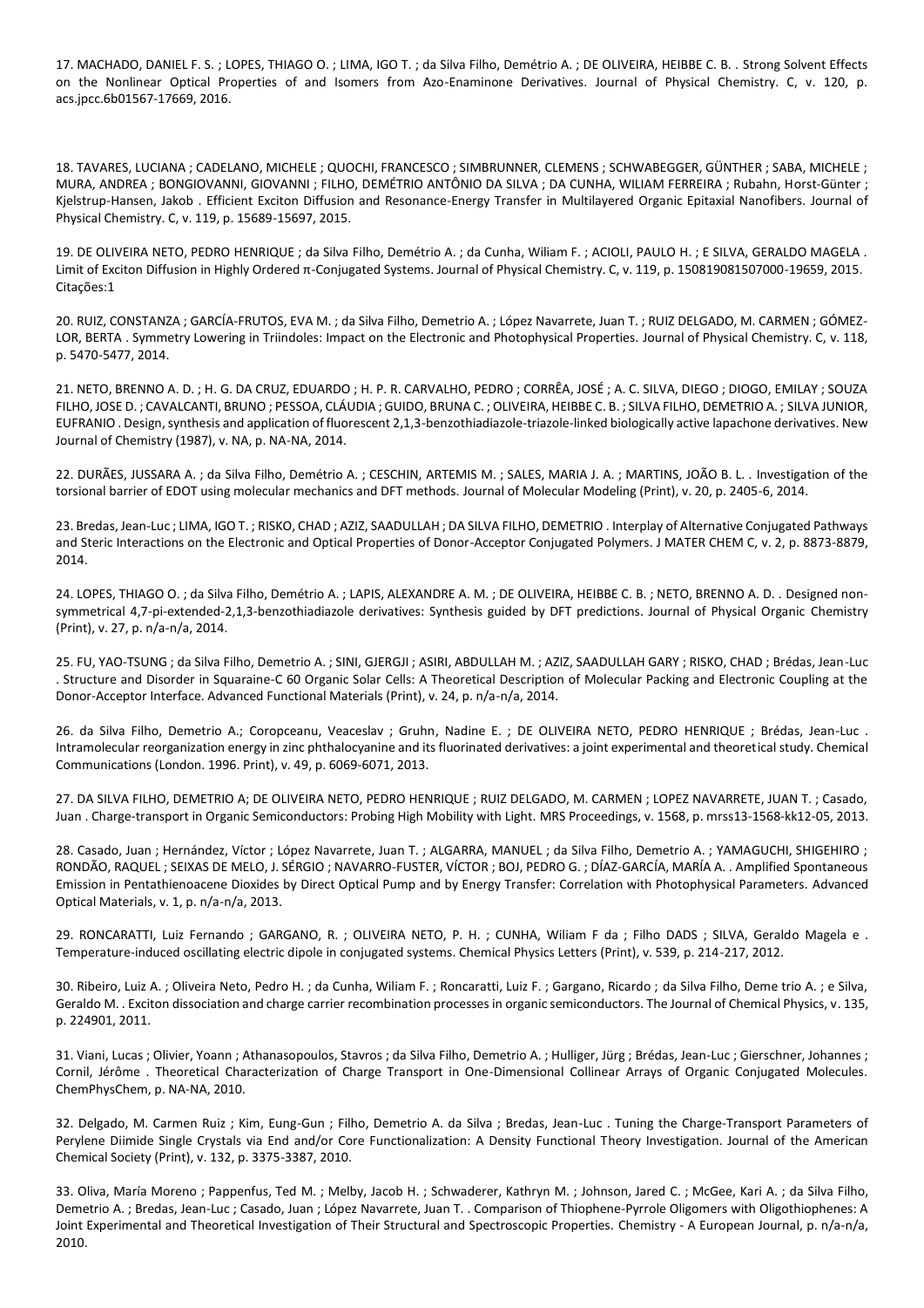17. MACHADO, DANIEL F. S. ; LOPES, THIAGO O. ; LIMA, IGO T. ; da Silva Filho, Demétrio A. ; DE OLIVEIRA, HEIBBE C. B. . Strong Solvent Effects on the Nonlinear Optical Properties of and Isomers from Azo-Enaminone Derivatives. Journal of Physical Chemistry. C, v. 120, p. acs.jpcc.6b01567-17669, 2016.

18. TAVARES, LUCIANA ; CADELANO, MICHELE ; QUOCHI, FRANCESCO ; SIMBRUNNER, CLEMENS ; SCHWABEGGER, GÜNTHER ; SABA, MICHELE ; MURA, ANDREA ; BONGIOVANNI, GIOVANNI ; FILHO, DEMÉTRIO ANTÔNIO DA SILVA ; DA CUNHA, WILIAM FERREIRA ; Rubahn, Horst-Günter ; Kjelstrup-Hansen, Jakob . Efficient Exciton Diffusion and Resonance-Energy Transfer in Multilayered Organic Epitaxial Nanofibers. Journal of Physical Chemistry. C, v. 119, p. 15689-15697, 2015.

19. DE OLIVEIRA NETO, PEDRO HENRIQUE ; da Silva Filho, Demétrio A. ; da Cunha, Wiliam F. ; ACIOLI, PAULO H. ; E SILVA, GERALDO MAGELA . Limit of Exciton Diffusion in Highly Ordered π-Conjugated Systems. Journal of Physical Chemistry. C, v. 119, p. 150819081507000-19659, 2015. Citações:1

20. RUIZ, CONSTANZA ; GARCÍA-FRUTOS, EVA M. ; da Silva Filho, Demetrio A. ; López Navarrete, Juan T. ; RUIZ DELGADO, M. CARMEN ; GÓMEZ-LOR, BERTA . Symmetry Lowering in Triindoles: Impact on the Electronic and Photophysical Properties. Journal of Physical Chemistry. C, v. 118, p. 5470-5477, 2014.

21. NETO, BRENNO A. D. ; H. G. DA CRUZ, EDUARDO ; H. P. R. CARVALHO, PEDRO ; CORRÊA, JOSÉ ; A. C. SILVA, DIEGO ; DIOGO, EMILAY ; SOUZA FILHO, JOSE D. ; CAVALCANTI, BRUNO ; PESSOA, CLÁUDIA ; GUIDO, BRUNA C. ; OLIVEIRA, HEIBBE C. B. ; SILVA FILHO, DEMETRIO A. ; SILVA JUNIOR, EUFRANIO . Design, synthesis and application of fluorescent 2,1,3-benzothiadiazole-triazole-linked biologically active lapachone derivatives. New Journal of Chemistry (1987), v. NA, p. NA-NA, 2014.

22. DURÃES, JUSSARA A. ; da Silva Filho, Demétrio A. ; CESCHIN, ARTEMIS M. ; SALES, MARIA J. A. ; MARTINS, JOÃO B. L. . Investigation of the torsional barrier of EDOT using molecular mechanics and DFT methods. Journal of Molecular Modeling (Print), v. 20, p. 2405-6, 2014.

23. Bredas, Jean-Luc ; LIMA, IGO T. ; RISKO, CHAD ; AZIZ, SAADULLAH ; DA SILVA FILHO, DEMETRIO . Interplay of Alternative Conjugated Pathways and Steric Interactions on the Electronic and Optical Properties of Donor-Acceptor Conjugated Polymers. J MATER CHEM C, v. 2, p. 8873-8879, 2014.

24. LOPES, THIAGO O. ; da Silva Filho, Demétrio A. ; LAPIS, ALEXANDRE A. M. ; DE OLIVEIRA, HEIBBE C. B. ; NETO, BRENNO A. D. . Designed non-symmetrical 4,7-pi-extended-2,1,3-benzothiadiazole derivatives: Synthesis guided by DFT predictions. Journal of Physical Organic Chemistry (Print), v. 27, p. n/a-n/a, 2014.

25. FU, YAO-TSUNG ; da Silva Filho, Demetrio A. ; SINI, GJERGJI ; ASIRI, ABDULLAH M. ; AZIZ, SAADULLAH GARY ; RISKO, CHAD ; Brédas, Jean-Luc . Structure and Disorder in Squaraine-C 60 Organic Solar Cells: A Theoretical Description of Molecular Packing and Electronic Coupling at the Donor-Acceptor Interface. Advanced Functional Materials (Print), v. 24, p. n/a-n/a, 2014.

26. da Silva Filho, Demetrio A.; Coropceanu, Veaceslav ; Gruhn, Nadine E. ; DE OLIVEIRA NETO, PEDRO HENRIQUE ; Brédas, Jean-Luc . Intramolecular reorganization energy in zinc phthalocyanine and its fluorinated derivatives: a joint experimental and theoretical study. Chemical Communications (London. 1996. Print), v. 49, p. 6069-6071, 2013.

27. DA SILVA FILHO, DEMETRIO A; DE OLIVEIRA NETO, PEDRO HENRIQUE ; RUIZ DELGADO, M. CARMEN ; LOPEZ NAVARRETE, JUAN T. ; Casado, Juan . Charge-transport in Organic Semiconductors: Probing High Mobility with Light. MRS Proceedings, v. 1568, p. mrss13-1568-kk12-05, 2013.

28. Casado, Juan ; Hernández, Víctor ; López Navarrete, Juan T. ; ALGARRA, MANUEL ; da Silva Filho, Demetrio A. ; YAMAGUCHI, SHIGEHIRO ; RONDÃO, RAQUEL ; SEIXAS DE MELO, J. SÉRGIO ; NAVARRO-FUSTER, VÍCTOR ; BOJ, PEDRO G. ; DÍAZ-GARCÍA, MARÍA A. . Amplified Spontaneous Emission in Pentathienoacene Dioxides by Direct Optical Pump and by Energy Transfer: Correlation with Photophysical Parameters. Advanced Optical Materials, v. 1, p. n/a-n/a, 2013.

29. RONCARATTI, Luiz Fernando ; GARGANO, R. ; OLIVEIRA NETO, P. H. ; CUNHA, Wiliam F da ; Filho DADS ; SILVA, Geraldo Magela e . Temperature-induced oscillating electric dipole in conjugated systems. Chemical Physics Letters (Print), v. 539, p. 214-217, 2012.

30. Ribeiro, Luiz A. ; Oliveira Neto, Pedro H. ; da Cunha, Wiliam F. ; Roncaratti, Luiz F. ; Gargano, Ricardo ; da Silva Filho, Deme trio A. ; e Silva, Geraldo M. . Exciton dissociation and charge carrier recombination processes in organic semiconductors. The Journal of Chemical Physics, v. 135, p. 224901, 2011.

31. Viani, Lucas ; Olivier, Yoann ; Athanasopoulos, Stavros ; da Silva Filho, Demetrio A. ; Hulliger, Jürg ; Brédas, Jean-Luc ; Gierschner, Johannes ; Cornil, Jérôme . Theoretical Characterization of Charge Transport in One-Dimensional Collinear Arrays of Organic Conjugated Molecules. ChemPhysChem, p. NA-NA, 2010.

32. Delgado, M. Carmen Ruiz ; Kim, Eung-Gun ; Filho, Demetrio A. da Silva ; Bredas, Jean-Luc . Tuning the Charge-Transport Parameters of Perylene Diimide Single Crystals via End and/or Core Functionalization: A Density Functional Theory Investigation. Journal of the American Chemical Society (Print), v. 132, p. 3375-3387, 2010.

33. Oliva, María Moreno ; Pappenfus, Ted M. ; Melby, Jacob H. ; Schwaderer, Kathryn M. ; Johnson, Jared C. ; McGee, Kari A. ; da Silva Filho, Demetrio A. ; Bredas, Jean-Luc ; Casado, Juan ; López Navarrete, Juan T. . Comparison of Thiophene-Pyrrole Oligomers with Oligothiophenes: A Joint Experimental and Theoretical Investigation of Their Structural and Spectroscopic Properties. Chemistry - A European Journal, p. n/a-n/a, 2010.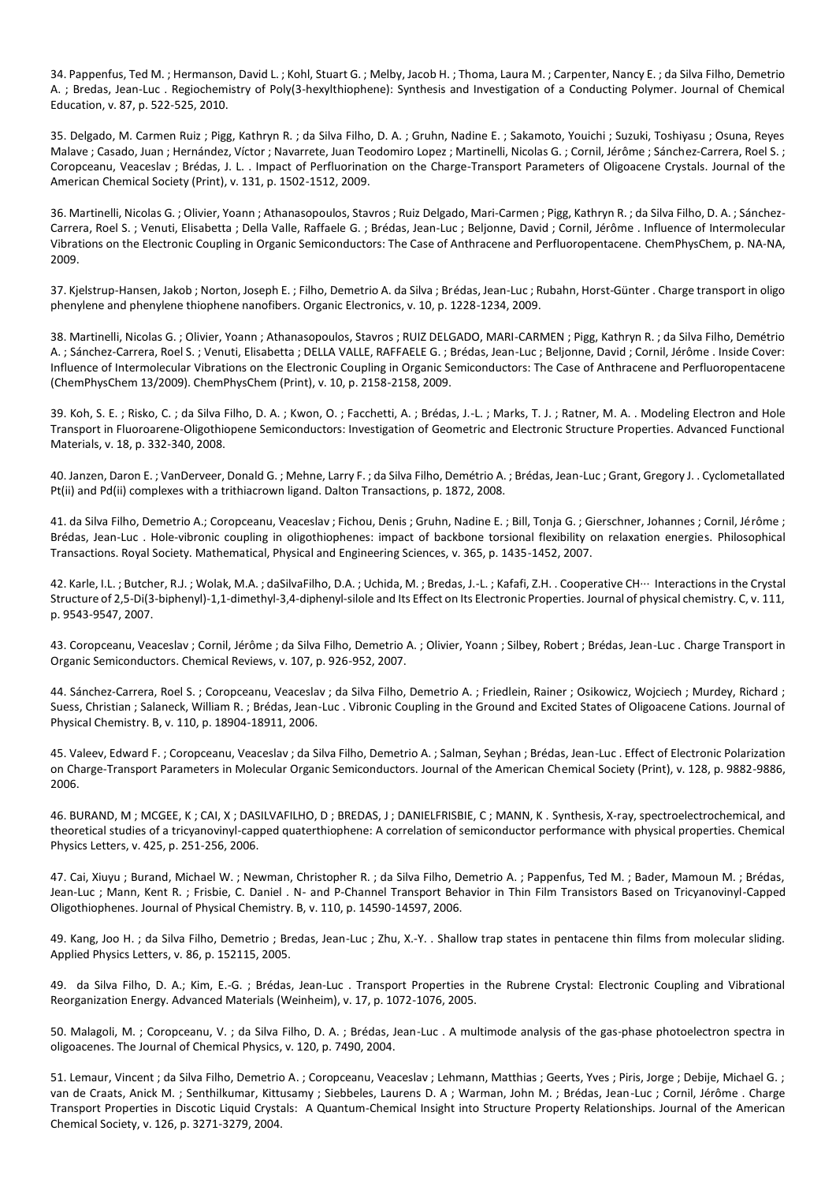34. Pappenfus, Ted M. ; Hermanson, David L. ; Kohl, Stuart G. ; Melby, Jacob H. ; Thoma, Laura M. ; Carpenter, Nancy E. ; da Silva Filho, Demetrio A. ; Bredas, Jean-Luc . Regiochemistry of Poly(3-hexylthiophene): Synthesis and Investigation of a Conducting Polymer. Journal of Chemical Education, v. 87, p. 522-525, 2010.

35. Delgado, M. Carmen Ruiz ; Pigg, Kathryn R. ; da Silva Filho, D. A. ; Gruhn, Nadine E. ; Sakamoto, Youichi ; Suzuki, Toshiyasu ; Osuna, Reyes Malave ; Casado, Juan ; Hernández, Víctor ; Navarrete, Juan Teodomiro Lopez ; Martinelli, Nicolas G. ; Cornil, Jérôme ; Sánchez-Carrera, Roel S. ; Coropceanu, Veaceslav ; Brédas, J. L. . Impact of Perfluorination on the Charge-Transport Parameters of Oligoacene Crystals. Journal of the American Chemical Society (Print), v. 131, p. 1502-1512, 2009.

36. Martinelli, Nicolas G. ; Olivier, Yoann ; Athanasopoulos, Stavros ; Ruiz Delgado, Mari-Carmen ; Pigg, Kathryn R. ; da Silva Filho, D. A. ; Sánchez-Carrera, Roel S. ; Venuti, Elisabetta ; Della Valle, Raffaele G. ; Brédas, Jean-Luc ; Beljonne, David ; Cornil, Jérôme . Influence of Intermolecular Vibrations on the Electronic Coupling in Organic Semiconductors: The Case of Anthracene and Perfluoropentacene. ChemPhysChem, p. NA-NA, 2009.

37. Kjelstrup-Hansen, Jakob ; Norton, Joseph E. ; Filho, Demetrio A. da Silva ; Brédas, Jean-Luc ; Rubahn, Horst-Günter . Charge transport in oligo phenylene and phenylene thiophene nanofibers. Organic Electronics, v. 10, p. 1228-1234, 2009.

38. Martinelli, Nicolas G. ; Olivier, Yoann ; Athanasopoulos, Stavros ; RUIZ DELGADO, MARI-CARMEN ; Pigg, Kathryn R. ; da Silva Filho, Demétrio A. ; Sánchez-Carrera, Roel S. ; Venuti, Elisabetta ; DELLA VALLE, RAFFAELE G. ; Brédas, Jean-Luc ; Beljonne, David ; Cornil, Jérôme . Inside Cover: Influence of Intermolecular Vibrations on the Electronic Coupling in Organic Semiconductors: The Case of Anthracene and Perfluoropentacene (ChemPhysChem 13/2009). ChemPhysChem (Print), v. 10, p. 2158-2158, 2009.

39. Koh, S. E. ; Risko, C. ; da Silva Filho, D. A. ; Kwon, O. ; Facchetti, A. ; Brédas, J.-L. ; Marks, T. J. ; Ratner, M. A. . Modeling Electron and Hole Transport in Fluoroarene-Oligothiopene Semiconductors: Investigation of Geometric and Electronic Structure Properties. Advanced Functional Materials, v. 18, p. 332-340, 2008.

40. Janzen, Daron E. ; VanDerveer, Donald G. ; Mehne, Larry F. ; da Silva Filho, Demétrio A. ; Brédas, Jean-Luc ; Grant, Gregory J. . Cyclometallated Pt(ii) and Pd(ii) complexes with a trithiacrown ligand. Dalton Transactions, p. 1872, 2008.

41. da Silva Filho, Demetrio A.; Coropceanu, Veaceslav ; Fichou, Denis ; Gruhn, Nadine E. ; Bill, Tonja G. ; Gierschner, Johannes ; Cornil, Jérôme ; Brédas, Jean-Luc . Hole-vibronic coupling in oligothiophenes: impact of backbone torsional flexibility on relaxation energies. Philosophical Transactions. Royal Society. Mathematical, Physical and Engineering Sciences, v. 365, p. 1435-1452, 2007.

42. Karle, I.L. ; Butcher, R.J. ; Wolak, M.A. ; daSilvaFilho, D.A. ; Uchida, M. ; Bredas, J.-L. ; Kafafi, Z.H. . Cooperative CH··· Interactions in the Crystal Structure of 2,5-Di(3-biphenyl)-1,1-dimethyl-3,4-diphenyl-silole and Its Effect on Its Electronic Properties. Journal of physical chemistry. C, v. 111, p. 9543-9547, 2007.

43. Coropceanu, Veaceslav ; Cornil, Jérôme ; da Silva Filho, Demetrio A. ; Olivier, Yoann ; Silbey, Robert ; Brédas, Jean-Luc . Charge Transport in Organic Semiconductors. Chemical Reviews, v. 107, p. 926-952, 2007.

44. Sánchez-Carrera, Roel S. ; Coropceanu, Veaceslav ; da Silva Filho, Demetrio A. ; Friedlein, Rainer ; Osikowicz, Wojciech ; Murdey, Richard ; Suess, Christian ; Salaneck, William R. ; Brédas, Jean-Luc . Vibronic Coupling in the Ground and Excited States of Oligoacene Cations. Journal of Physical Chemistry. B, v. 110, p. 18904-18911, 2006.

45. Valeev, Edward F. ; Coropceanu, Veaceslav ; da Silva Filho, Demetrio A. ; Salman, Seyhan ; Brédas, Jean-Luc . Effect of Electronic Polarization on Charge-Transport Parameters in Molecular Organic Semiconductors. Journal of the American Chemical Society (Print), v. 128, p. 9882-9886, 2006.

46. BURAND, M ; MCGEE, K ; CAI, X ; DASILVAFILHO, D ; BREDAS, J ; DANIELFRISBIE, C ; MANN, K . Synthesis, X-ray, spectroelectrochemical, and theoretical studies of a tricyanovinyl-capped quaterthiophene: A correlation of semiconductor performance with physical properties. Chemical Physics Letters, v. 425, p. 251-256, 2006.

47. Cai, Xiuyu ; Burand, Michael W. ; Newman, Christopher R. ; da Silva Filho, Demetrio A. ; Pappenfus, Ted M. ; Bader, Mamoun M. ; Brédas, Jean-Luc ; Mann, Kent R. ; Frisbie, C. Daniel . N- and P-Channel Transport Behavior in Thin Film Transistors Based on Tricyanovinyl-Capped Oligothiophenes. Journal of Physical Chemistry. B, v. 110, p. 14590-14597, 2006.

49. Kang, Joo H. ; da Silva Filho, Demetrio ; Bredas, Jean-Luc ; Zhu, X.-Y. . Shallow trap states in pentacene thin films from molecular sliding. Applied Physics Letters, v. 86, p. 152115, 2005.

49. da Silva Filho, D. A.; Kim, E.-G. ; Brédas, Jean-Luc . Transport Properties in the Rubrene Crystal: Electronic Coupling and Vibrational Reorganization Energy. Advanced Materials (Weinheim), v. 17, p. 1072-1076, 2005.

50. Malagoli, M. ; Coropceanu, V. ; da Silva Filho, D. A. ; Brédas, Jean-Luc . A multimode analysis of the gas-phase photoelectron spectra in oligoacenes. The Journal of Chemical Physics, v. 120, p. 7490, 2004.

51. Lemaur, Vincent ; da Silva Filho, Demetrio A. ; Coropceanu, Veaceslav ; Lehmann, Matthias ; Geerts, Yves ; Piris, Jorge ; Debije, Michael G. ; van de Craats, Anick M. ; Senthilkumar, Kittusamy ; Siebbeles, Laurens D. A ; Warman, John M. ; Brédas, Jean-Luc ; Cornil, Jérôme . Charge Transport Properties in Discotic Liquid Crystals: A Quantum-Chemical Insight into Structure Property Relationships. Journal of the American Chemical Society, v. 126, p. 3271-3279, 2004.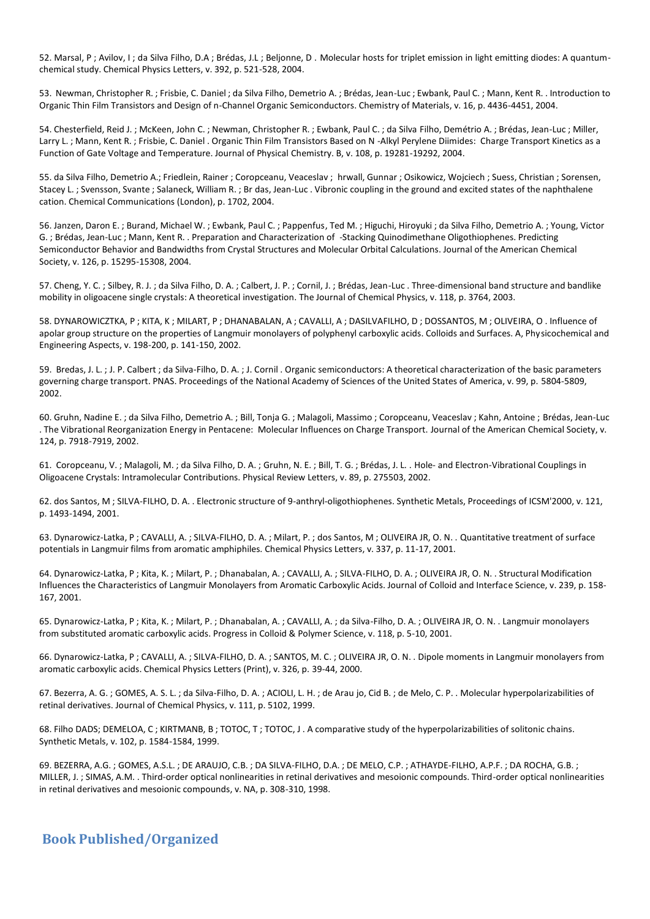52. Marsal, P ; Avilov, I ; da Silva Filho, D.A ; Brédas, J.L ; Beljonne, D . Molecular hosts for triplet emission in light emitting diodes: A quantum-chemical study. Chemical Physics Letters, v. 392, p. 521-528, 2004.

53. Newman, Christopher R. ; Frisbie, C. Daniel ; da Silva Filho, Demetrio A. ; Brédas, Jean-Luc ; Ewbank, Paul C. ; Mann, Kent R. . Introduction to Organic Thin Film Transistors and Design of n-Channel Organic Semiconductors. Chemistry of Materials, v. 16, p. 4436-4451, 2004.

54. Chesterfield, Reid J. ; McKeen, John C. ; Newman, Christopher R. ; Ewbank, Paul C. ; da Silva Filho, Demétrio A. ; Brédas, Jean-Luc ; Miller, Larry L. ; Mann, Kent R. ; Frisbie, C. Daniel . Organic Thin Film Transistors Based on N -Alkyl Perylene Diimides: Charge Transport Kinetics as a Function of Gate Voltage and Temperature. Journal of Physical Chemistry. B, v. 108, p. 19281-19292, 2004.

55. da Silva Filho, Demetrio A.; Friedlein, Rainer ; Coropceanu, Veaceslav ; hrwall, Gunnar ; Osikowicz, Wojciech ; Suess, Christian ; Sorensen, Stacey L. ; Svensson, Svante ; Salaneck, William R. ; Br das, Jean-Luc . Vibronic coupling in the ground and excited states of the naphthalene cation. Chemical Communications (London), p. 1702, 2004.

56. Janzen, Daron E. ; Burand, Michael W. ; Ewbank, Paul C. ; Pappenfus, Ted M. ; Higuchi, Hiroyuki ; da Silva Filho, Demetrio A. ; Young, Victor G. ; Brédas, Jean-Luc ; Mann, Kent R. . Preparation and Characterization of -Stacking Quinodimethane Oligothiophenes. Predicting Semiconductor Behavior and Bandwidths from Crystal Structures and Molecular Orbital Calculations. Journal of the American Chemical Society, v. 126, p. 15295-15308, 2004.

57. Cheng, Y. C. ; Silbey, R. J. ; da Silva Filho, D. A. ; Calbert, J. P. ; Cornil, J. ; Brédas, Jean-Luc . Three-dimensional band structure and bandlike mobility in oligoacene single crystals: A theoretical investigation. The Journal of Chemical Physics, v. 118, p. 3764, 2003.

58. DYNAROWICZTKA, P ; KITA, K ; MILART, P ; DHANABALAN, A ; CAVALLI, A ; DASILVAFILHO, D ; DOSSANTOS, M ; OLIVEIRA, O . Influence of apolar group structure on the properties of Langmuir monolayers of polyphenyl carboxylic acids. Colloids and Surfaces. A, Physicochemical and Engineering Aspects, v. 198-200, p. 141-150, 2002.

59. Bredas, J. L. ; J. P. Calbert ; da Silva-Filho, D. A. ; J. Cornil . Organic semiconductors: A theoretical characterization of the basic parameters governing charge transport. PNAS. Proceedings of the National Academy of Sciences of the United States of America, v. 99, p. 5804-5809, 2002.

60. Gruhn, Nadine E. ; da Silva Filho, Demetrio A. ; Bill, Tonja G. ; Malagoli, Massimo ; Coropceanu, Veaceslav ; Kahn, Antoine ; Brédas, Jean-Luc . The Vibrational Reorganization Energy in Pentacene: Molecular Influences on Charge Transport. Journal of the American Chemical Society, v. 124, p. 7918-7919, 2002.

61. Coropceanu, V. ; Malagoli, M. ; da Silva Filho, D. A. ; Gruhn, N. E. ; Bill, T. G. ; Brédas, J. L. . Hole- and Electron-Vibrational Couplings in Oligoacene Crystals: Intramolecular Contributions. Physical Review Letters, v. 89, p. 275503, 2002.

62. dos Santos, M ; SILVA-FILHO, D. A. . Electronic structure of 9-anthryl-oligothiophenes. Synthetic Metals, Proceedings of ICSM'2000, v. 121, p. 1493-1494, 2001.

63. Dynarowicz-Latka, P ; CAVALLI, A. ; SILVA-FILHO, D. A. ; Milart, P. ; dos Santos, M ; OLIVEIRA JR, O. N. . Quantitative treatment of surface potentials in Langmuir films from aromatic amphiphiles. Chemical Physics Letters, v. 337, p. 11-17, 2001.

64. Dynarowicz-Latka, P ; Kita, K. ; Milart, P. ; Dhanabalan, A. ; CAVALLI, A. ; SILVA-FILHO, D. A. ; OLIVEIRA JR, O. N. . Structural Modification Influences the Characteristics of Langmuir Monolayers from Aromatic Carboxylic Acids. Journal of Colloid and Interface Science, v. 239, p. 158-167, 2001.

65. Dynarowicz-Latka, P ; Kita, K. ; Milart, P. ; Dhanabalan, A. ; CAVALLI, A. ; da Silva-Filho, D. A. ; OLIVEIRA JR, O. N. . Langmuir monolayers from substituted aromatic carboxylic acids. Progress in Colloid & Polymer Science, v. 118, p. 5-10, 2001.

66. Dynarowicz-Latka, P ; CAVALLI, A. ; SILVA-FILHO, D. A. ; SANTOS, M. C. ; OLIVEIRA JR, O. N. . Dipole moments in Langmuir monolayers from aromatic carboxylic acids. Chemical Physics Letters (Print), v. 326, p. 39-44, 2000.

67. Bezerra, A. G. ; GOMES, A. S. L. ; da Silva-Filho, D. A. ; ACIOLI, L. H. ; de Arau jo, Cid B. ; de Melo, C. P. . Molecular hyperpolarizabilities of retinal derivatives. Journal of Chemical Physics, v. 111, p. 5102, 1999.

68. Filho DADS; DEMELOA, C ; KIRTMANB, B ; TOTOC, T ; TOTOC, J . A comparative study of the hyperpolarizabilities of solitonic chains. Synthetic Metals, v. 102, p. 1584-1584, 1999.

69. BEZERRA, A.G. ; GOMES, A.S.L. ; DE ARAUJO, C.B. ; DA SILVA-FILHO, D.A. ; DE MELO, C.P. ; ATHAYDE-FILHO, A.P.F. ; DA ROCHA, G.B. ; MILLER, J. ; SIMAS, A.M. . Third-order optical nonlinearities in retinal derivatives and mesoionic compounds. Third-order optical nonlinearities in retinal derivatives and mesoionic compounds, v. NA, p. 308-310, 1998.

## Book Published/Organized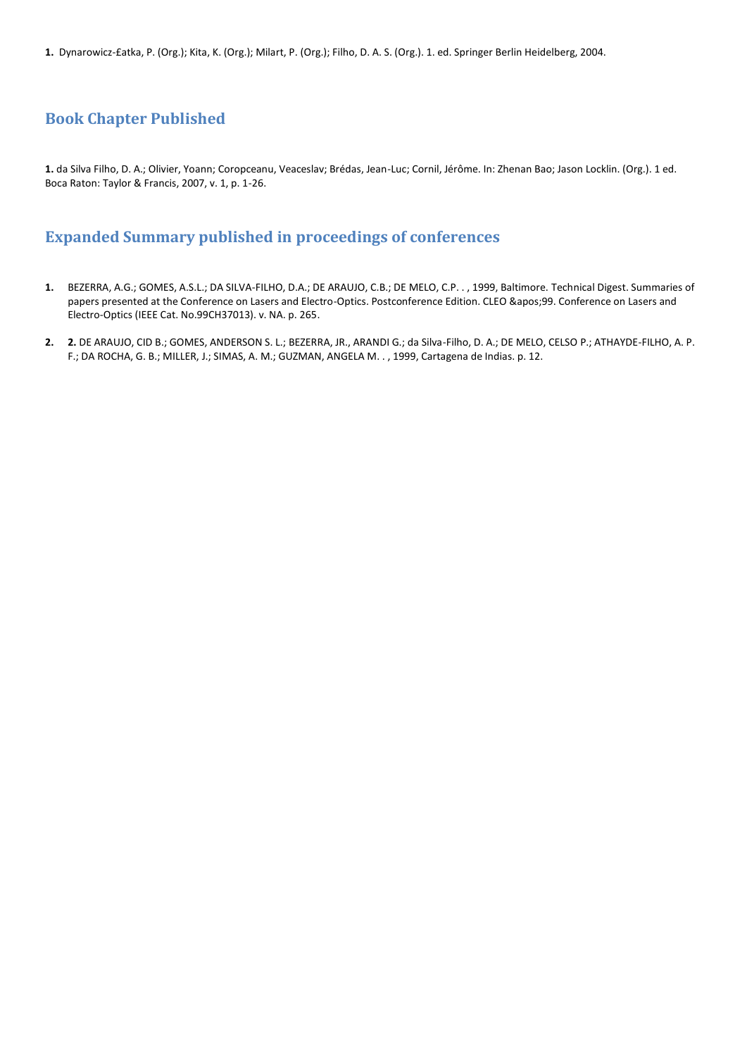**1.** Dynarowicz-Łatka, P. (Org.); Kita, K. (Org.); Milart, P. (Org.); Filho, D. A. S. (Org.). 1. ed. Springer Berlin Heidelberg, 2004.

## Book Chapter Published

**1.** da Silva Filho, D. A.; Olivier, Yoann; Coropceanu, Veaceslav; Brédas, Jean-Luc; Cornil, Jérôme. In: Zhenan Bao; Jason Locklin. (Org.). 1 ed. Boca Raton: Taylor & Francis, 2007, v. 1, p. 1-26.

## Expanded Summary published in proceedings of conferences

1. BEZERRA, A.G.; GOMES, A.S.L.; DA SILVA-FILHO, D.A.; DE ARAUJO, C.B.; DE MELO, C.P. . , 1999, Baltimore. Technical Digest. Summaries of papers presented at the Conference on Lasers and Electro-Optics. Postconference Edition. CLEO &apos;99. Conference on Lasers and Electro-Optics (IEEE Cat. No.99CH37013). v. NA. p. 265.

2. **2.** DE ARAUJO, CID B.; GOMES, ANDERSON S. L.; BEZERRA, JR., ARANDI G.; da Silva-Filho, D. A.; DE MELO, CELSO P.; ATHAYDE-FILHO, A. P. F.; DA ROCHA, G. B.; MILLER, J.; SIMAS, A. M.; GUZMAN, ANGELA M. . , 1999, Cartagena de Indias. p. 12.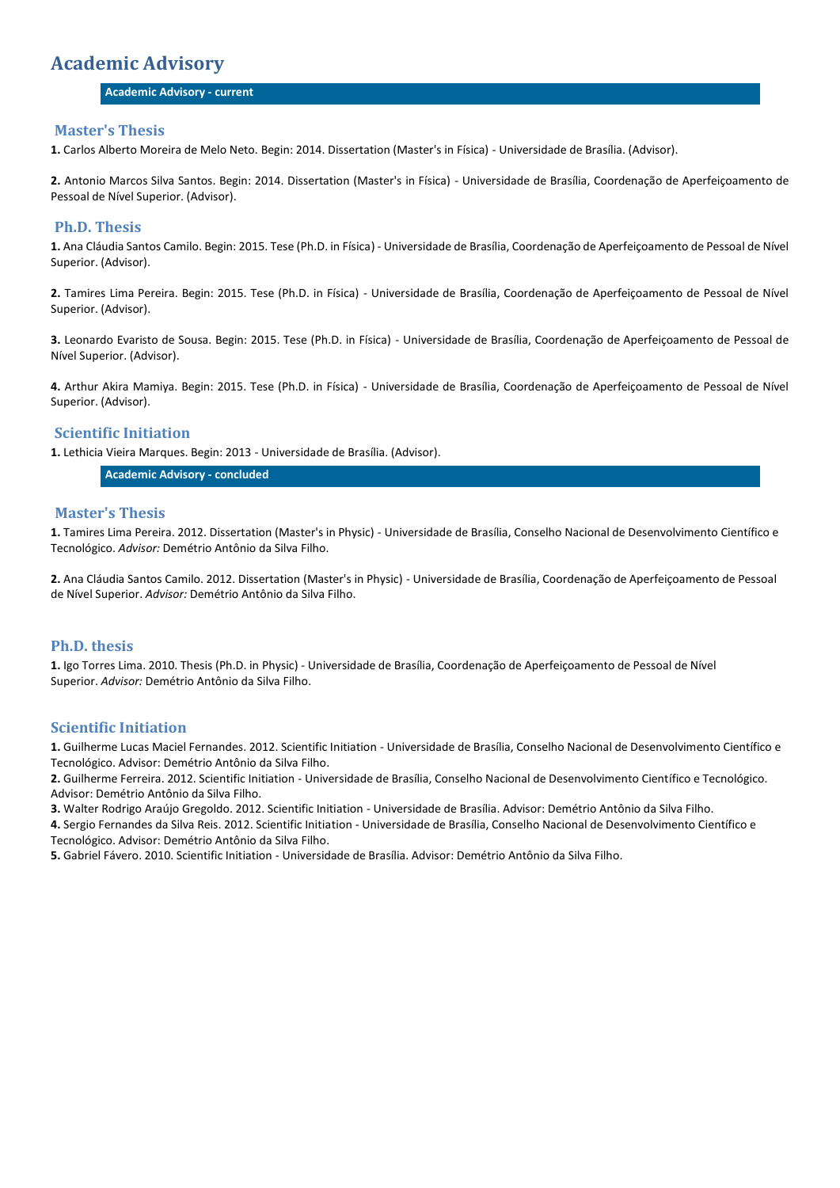# Academic Advisory

## Academic Advisory - current

### Master's Thesis

**1.** Carlos Alberto Moreira de Melo Neto. Begin: 2014. Dissertation (Master's in Física) - Universidade de Brasília. (Advisor).

**2.** Antonio Marcos Silva Santos. Begin: 2014. Dissertation (Master's in Física) - Universidade de Brasília, Coordenação de Aperfeiçoamento de Pessoal de Nível Superior. (Advisor).

### Ph.D. Thesis

**1.** Ana Cláudia Santos Camilo. Begin: 2015. Tese (Ph.D. in Física) - Universidade de Brasília, Coordenação de Aperfeiçoamento de Pessoal de Nível Superior. (Advisor).

**2.** Tamires Lima Pereira. Begin: 2015. Tese (Ph.D. in Física) - Universidade de Brasília, Coordenação de Aperfeiçoamento de Pessoal de Nível Superior. (Advisor).

**3.** Leonardo Evaristo de Sousa. Begin: 2015. Tese (Ph.D. in Física) - Universidade de Brasília, Coordenação de Aperfeiçoamento de Pessoal de Nível Superior. (Advisor).

**4.** Arthur Akira Mamiya. Begin: 2015. Tese (Ph.D. in Física) - Universidade de Brasília, Coordenação de Aperfeiçoamento de Pessoal de Nível Superior. (Advisor).

### Scientific Initiation

**1.** Lethicia Vieira Marques. Begin: 2013 - Universidade de Brasília. (Advisor).

## Academic Advisory - concluded

### Master's Thesis

**1.** Tamires Lima Pereira. 2012. Dissertation (Master's in Physic) - Universidade de Brasília, Conselho Nacional de Desenvolvimento Científico e Tecnológico. *Advisor:* Demétrio Antônio da Silva Filho.

**2.** Ana Cláudia Santos Camilo. 2012. Dissertation (Master's in Physic) - Universidade de Brasília, Coordenação de Aperfeiçoamento de Pessoal de Nível Superior. *Advisor:* Demétrio Antônio da Silva Filho.

### Ph.D. thesis

**1.** Igo Torres Lima. 2010. Thesis (Ph.D. in Physic) - Universidade de Brasília, Coordenação de Aperfeiçoamento de Pessoal de Nível Superior. *Advisor:* Demétrio Antônio da Silva Filho.

### Scientific Initiation

**1.** Guilherme Lucas Maciel Fernandes. 2012. Scientific Initiation - Universidade de Brasília, Conselho Nacional de Desenvolvimento Científico e Tecnológico. Advisor: Demétrio Antônio da Silva Filho.
**2.** Guilherme Ferreira. 2012. Scientific Initiation - Universidade de Brasília, Conselho Nacional de Desenvolvimento Científico e Tecnológico. Advisor: Demétrio Antônio da Silva Filho.
**3.** Walter Rodrigo Araújo Gregoldo. 2012. Scientific Initiation - Universidade de Brasília. Advisor: Demétrio Antônio da Silva Filho.
**4.** Sergio Fernandes da Silva Reis. 2012. Scientific Initiation - Universidade de Brasília, Conselho Nacional de Desenvolvimento Científico e Tecnológico. Advisor: Demétrio Antônio da Silva Filho.
**5.** Gabriel Fávero. 2010. Scientific Initiation - Universidade de Brasília. Advisor: Demétrio Antônio da Silva Filho.